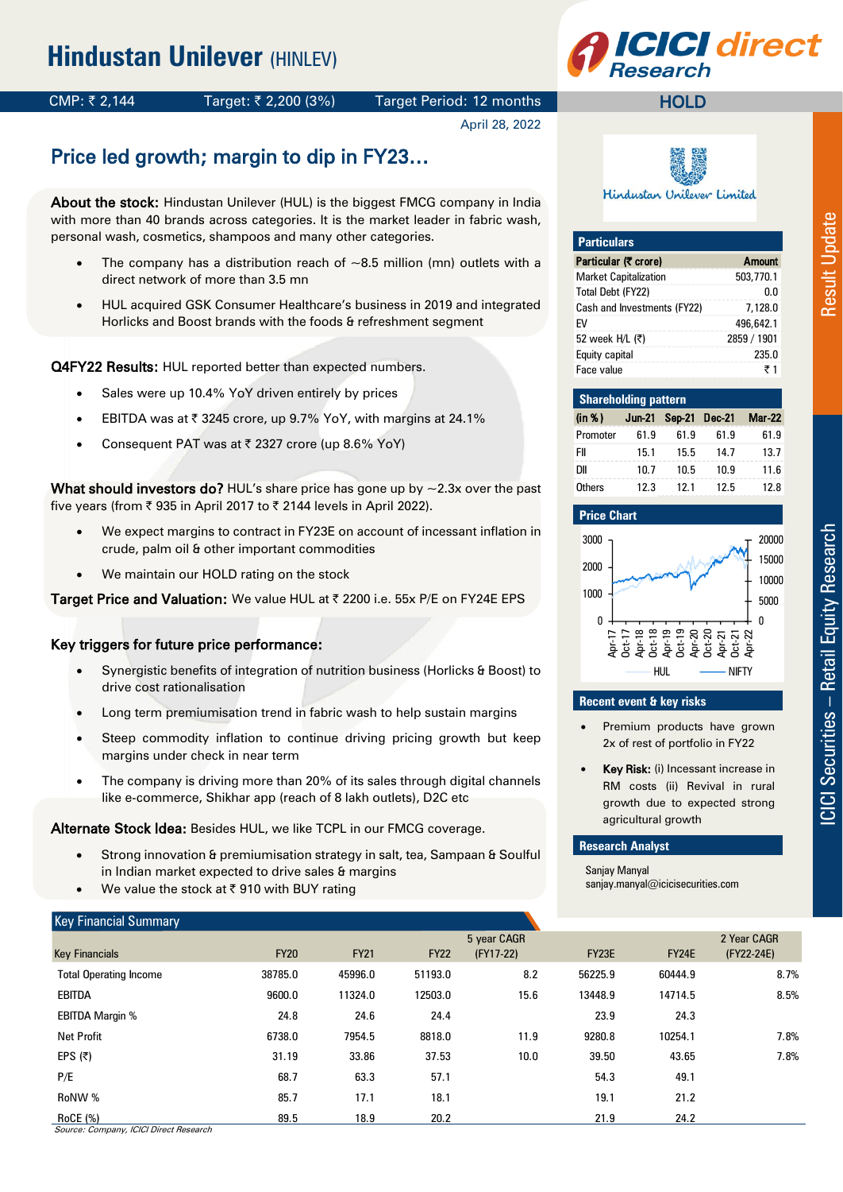# Hindustan Unilever (HINLEV)

CMP: ₹ 2,144 | Target: ₹ 2,200 (3%) | Target Period: 12 months

**HOLD**

April 28, 2022

## Price led growth; margin to dip in FY23…

**About the stock:** Hindustan Unilever (HUL) is the biggest FMCG company in India with more than 40 brands across categories. It is the market leader in fabric wash, personal wash, cosmetics, shampoos and many other categories.

- The company has a distribution reach of ~8.5 million (mn) outlets with a direct network of more than 3.5 mn
- HUL acquired GSK Consumer Healthcare's business in 2019 and integrated Horlicks and Boost brands with the foods & refreshment segment

**Q4FY22 Results:** HUL reported better than expected numbers.

- Sales were up 10.4% YoY driven entirely by prices
- EBITDA was at ₹ 3245 crore, up 9.7% YoY, with margins at 24.1%
- Consequent PAT was at ₹ 2327 crore (up 8.6% YoY)

**What should investors do?** HUL's share price has gone up by ~2.3x over the past five years (from ₹ 935 in April 2017 to ₹ 2144 levels in April 2022).

- We expect margins to contract in FY23E on account of incessant inflation in crude, palm oil & other important commodities
- We maintain our HOLD rating on the stock

**Target Price and Valuation:** We value HUL at ₹ 2200 i.e. 55x P/E on FY24E EPS

**Key triggers for future price performance:**

- Synergistic benefits of integration of nutrition business (Horlicks & Boost) to drive cost rationalisation
- Long term premiumisation trend in fabric wash to help sustain margins
- Steep commodity inflation to continue driving pricing growth but keep margins under check in near term
- The company is driving more than 20% of its sales through digital channels like e-commerce, Shikhar app (reach of 8 lakh outlets), D2C etc

**Alternate Stock Idea:** Besides HUL, we like TCPL in our FMCG coverage.

- Strong innovation & premiumisation strategy in salt, tea, Sampaan & Soulful in Indian market expected to drive sales & margins
- We value the stock at ₹ 910 with BUY rating

### Particulars

| Particular (₹ crore) | Amount |
|---|---|
| Market Capitalization | 503,770.1 |
| Total Debt (FY22) | 0.0 |
| Cash and Investments (FY22) | 7,128.0 |
| EV | 496,642.1 |
| 52 week H/L (₹) | 2859 / 1901 |
| Equity capital | 235.0 |
| Face value | ₹ 1 |

### Shareholding pattern

| (in %) | Jun-21 | Sep-21 | Dec-21 | Mar-22 |
|---|---|---|---|---|
| Promoter | 61.9 | 61.9 | 61.9 | 61.9 |
| FII | 15.1 | 15.5 | 14.7 | 13.7 |
| DII | 10.7 | 10.5 | 10.9 | 11.6 |
| Others | 12.3 | 12.1 | 12.5 | 12.8 |

### Price Chart

### Recent event & key risks

- Premium products have grown 2x of rest of portfolio in FY22
- **Key Risk:** (i) Incessant increase in RM costs (ii) Revival in rural growth due to expected strong agricultural growth

### Research Analyst

Sanjay Manyal
sanjay.manyal@icicisecurities.com

### Key Financial Summary

| Key Financials | FY20 | FY21 | FY22 | 5 year CAGR (FY17-22) | FY23E | FY24E | 2 Year CAGR (FY22-24E) |
|---|---|---|---|---|---|---|---|
| Total Operating Income | 38785.0 | 45996.0 | 51193.0 | 8.2 | 56225.9 | 60444.9 | 8.7% |
| EBITDA | 9600.0 | 11324.0 | 12503.0 | 15.6 | 13448.9 | 14714.5 | 8.5% |
| EBITDA Margin % | 24.8 | 24.6 | 24.4 | | 23.9 | 24.3 | |
| Net Profit | 6738.0 | 7954.5 | 8818.0 | 11.9 | 9280.8 | 10254.1 | 7.8% |
| EPS (₹) | 31.19 | 33.86 | 37.53 | 10.0 | 39.50 | 43.65 | 7.8% |
| P/E | 68.7 | 63.3 | 57.1 | | 54.3 | 49.1 | |
| RoNW % | 85.7 | 17.1 | 18.1 | | 19.1 | 21.2 | |
| RoCE (%) | 89.5 | 18.9 | 20.2 | | 21.9 | 24.2 | |

*Source: Company, ICICI Direct Research*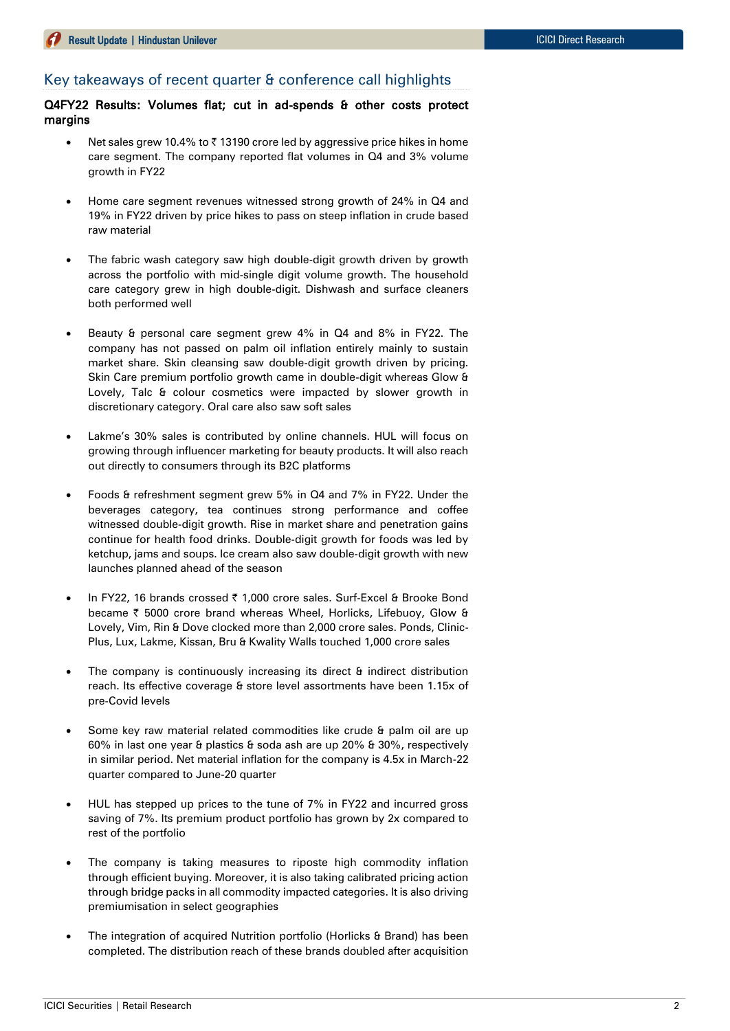## Key takeaways of recent quarter & conference call highlights

**Q4FY22 Results: Volumes flat; cut in ad-spends & other costs protect margins**

- Net sales grew 10.4% to ₹ 13190 crore led by aggressive price hikes in home care segment. The company reported flat volumes in Q4 and 3% volume growth in FY22
- Home care segment revenues witnessed strong growth of 24% in Q4 and 19% in FY22 driven by price hikes to pass on steep inflation in crude based raw material
- The fabric wash category saw high double-digit growth driven by growth across the portfolio with mid-single digit volume growth. The household care category grew in high double-digit. Dishwash and surface cleaners both performed well
- Beauty & personal care segment grew 4% in Q4 and 8% in FY22. The company has not passed on palm oil inflation entirely mainly to sustain market share. Skin cleansing saw double-digit growth driven by pricing. Skin Care premium portfolio growth came in double-digit whereas Glow & Lovely, Talc & colour cosmetics were impacted by slower growth in discretionary category. Oral care also saw soft sales
- Lakme's 30% sales is contributed by online channels. HUL will focus on growing through influencer marketing for beauty products. It will also reach out directly to consumers through its B2C platforms
- Foods & refreshment segment grew 5% in Q4 and 7% in FY22. Under the beverages category, tea continues strong performance and coffee witnessed double-digit growth. Rise in market share and penetration gains continue for health food drinks. Double-digit growth for foods was led by ketchup, jams and soups. Ice cream also saw double-digit growth with new launches planned ahead of the season
- In FY22, 16 brands crossed ₹ 1,000 crore sales. Surf-Excel & Brooke Bond became ₹ 5000 crore brand whereas Wheel, Horlicks, Lifebuoy, Glow & Lovely, Vim, Rin & Dove clocked more than 2,000 crore sales. Ponds, Clinic-Plus, Lux, Lakme, Kissan, Bru & Kwality Walls touched 1,000 crore sales
- The company is continuously increasing its direct & indirect distribution reach. Its effective coverage & store level assortments have been 1.15x of pre-Covid levels
- Some key raw material related commodities like crude & palm oil are up 60% in last one year & plastics & soda ash are up 20% & 30%, respectively in similar period. Net material inflation for the company is 4.5x in March-22 quarter compared to June-20 quarter
- HUL has stepped up prices to the tune of 7% in FY22 and incurred gross saving of 7%. Its premium product portfolio has grown by 2x compared to rest of the portfolio
- The company is taking measures to riposte high commodity inflation through efficient buying. Moreover, it is also taking calibrated pricing action through bridge packs in all commodity impacted categories. It is also driving premiumisation in select geographies
- The integration of acquired Nutrition portfolio (Horlicks & Brand) has been completed. The distribution reach of these brands doubled after acquisition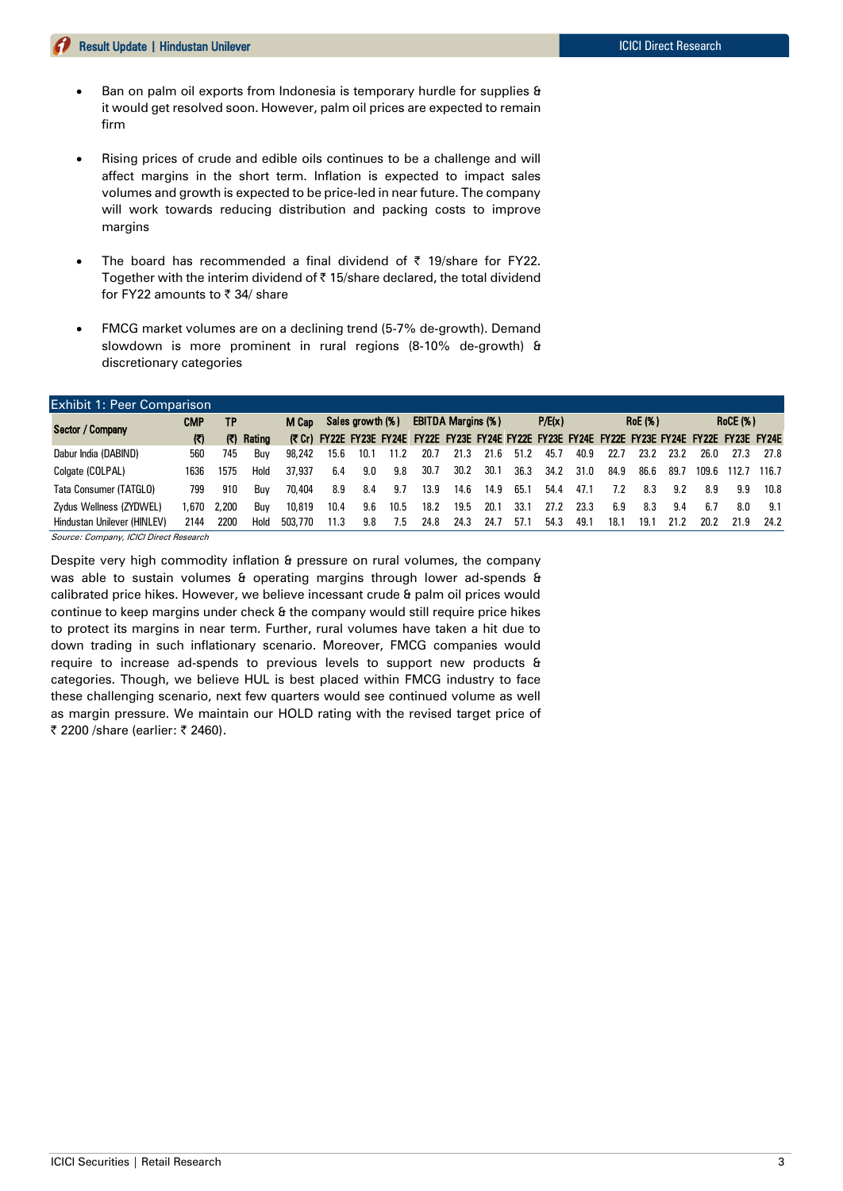- Ban on palm oil exports from Indonesia is temporary hurdle for supplies & it would get resolved soon. However, palm oil prices are expected to remain firm

- Rising prices of crude and edible oils continues to be a challenge and will affect margins in the short term. Inflation is expected to impact sales volumes and growth is expected to be price-led in near future. The company will work towards reducing distribution and packing costs to improve margins

- The board has recommended a final dividend of ₹ 19/share for FY22. Together with the interim dividend of ₹ 15/share declared, the total dividend for FY22 amounts to ₹ 34/ share

- FMCG market volumes are on a declining trend (5-7% de-growth). Demand slowdown is more prominent in rural regions (8-10% de-growth) & discretionary categories

**Exhibit 1: Peer Comparison**

| Sector / Company | CMP | TP | | M Cap | Sales growth (%) | | | EBITDA Margins (%) | | | P/E(x) | | | RoE (%) | | | RoCE (%) | | |
|---|---|---|---|---|---|---|---|---|---|---|---|---|---|---|---|---|---|---|---|
| | (₹) | (₹) | Rating | (₹ Cr) | FY22E | FY23E | FY24E | FY22E | FY23E | FY24E | FY22E | FY23E | FY24E | FY22E | FY23E | FY24E | FY22E | FY23E | FY24E |
| Dabur India (DABIND) | 560 | 745 | Buy | 98,242 | 15.6 | 10.1 | 11.2 | 20.7 | 21.3 | 21.6 | 51.2 | 45.7 | 40.9 | 22.7 | 23.2 | 23.2 | 26.0 | 27.3 | 27.8 |
| Colgate (COLPAL) | 1636 | 1575 | Hold | 37,937 | 6.4 | 9.0 | 9.8 | 30.7 | 30.2 | 30.1 | 36.3 | 34.2 | 31.0 | 84.9 | 86.6 | 89.7 | 109.6 | 112.7 | 116.7 |
| Tata Consumer (TATGLO) | 799 | 910 | Buy | 70,404 | 8.9 | 8.4 | 9.7 | 13.9 | 14.6 | 14.9 | 65.1 | 54.4 | 47.1 | 7.2 | 8.3 | 9.2 | 8.9 | 9.9 | 10.8 |
| Zydus Wellness (ZYDWEL) | 1,670 | 2,200 | Buy | 10,819 | 10.4 | 9.6 | 10.5 | 18.2 | 19.5 | 20.1 | 33.1 | 27.2 | 23.3 | 6.9 | 8.3 | 9.4 | 6.7 | 8.0 | 9.1 |
| Hindustan Unilever (HINLEV) | 2144 | 2200 | Hold | 503,770 | 11.3 | 9.8 | 7.5 | 24.8 | 24.3 | 24.7 | 57.1 | 54.3 | 49.1 | 18.1 | 19.1 | 21.2 | 20.2 | 21.9 | 24.2 |

*Source: Company, ICICI Direct Research*

Despite very high commodity inflation & pressure on rural volumes, the company was able to sustain volumes & operating margins through lower ad-spends & calibrated price hikes. However, we believe incessant crude & palm oil prices would continue to keep margins under check & the company would still require price hikes to protect its margins in near term. Further, rural volumes have taken a hit due to down trading in such inflationary scenario. Moreover, FMCG companies would require to increase ad-spends to previous levels to support new products & categories. Though, we believe HUL is best placed within FMCG industry to face these challenging scenario, next few quarters would see continued volume as well as margin pressure. We maintain our HOLD rating with the revised target price of ₹ 2200 /share (earlier: ₹ 2460).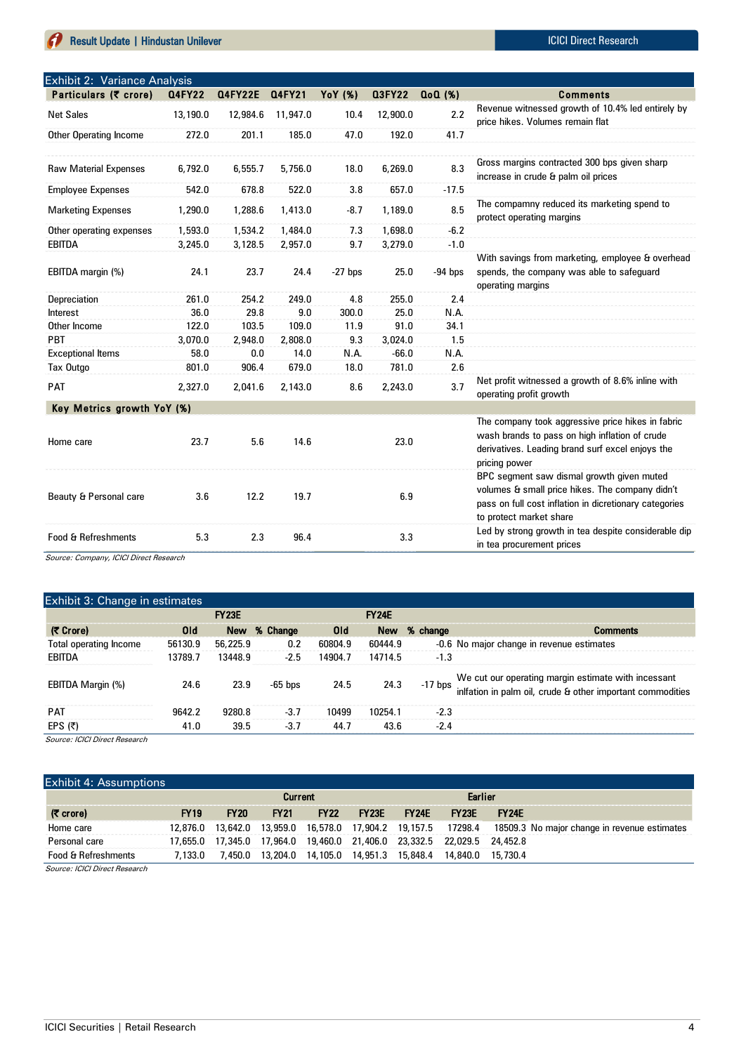## Exhibit 2: Variance Analysis

| Particulars (₹ crore) | Q4FY22 | Q4FY22E | Q4FY21 | YoY (%) | Q3FY22 | QoQ (%) | Comments |
|---|---|---|---|---|---|---|---|
| Net Sales | 13,190.0 | 12,984.6 | 11,947.0 | 10.4 | 12,900.0 | 2.2 | Revenue witnessed growth of 10.4% led entirely by price hikes. Volumes remain flat |
| Other Operating Income | 272.0 | 201.1 | 185.0 | 47.0 | 192.0 | 41.7 | |
| Raw Material Expenses | 6,792.0 | 6,555.7 | 5,756.0 | 18.0 | 6,269.0 | 8.3 | Gross margins contracted 300 bps given sharp increase in crude & palm oil prices |
| Employee Expenses | 542.0 | 678.8 | 522.0 | 3.8 | 657.0 | -17.5 | |
| Marketing Expenses | 1,290.0 | 1,288.6 | 1,413.0 | -8.7 | 1,189.0 | 8.5 | The compamny reduced its marketing spend to protect operating margins |
| Other operating expenses | 1,593.0 | 1,534.2 | 1,484.0 | 7.3 | 1,698.0 | -6.2 | |
| EBITDA | 3,245.0 | 3,128.5 | 2,957.0 | 9.7 | 3,279.0 | -1.0 | |
| EBITDA margin (%) | 24.1 | 23.7 | 24.4 | -27 bps | 25.0 | -94 bps | With savings from marketing, employee & overhead spends, the company was able to safeguard operating margins |
| Depreciation | 261.0 | 254.2 | 249.0 | 4.8 | 255.0 | 2.4 | |
| Interest | 36.0 | 29.8 | 9.0 | 300.0 | 25.0 | N.A. | |
| Other Income | 122.0 | 103.5 | 109.0 | 11.9 | 91.0 | 34.1 | |
| PBT | 3,070.0 | 2,948.0 | 2,808.0 | 9.3 | 3,024.0 | 1.5 | |
| Exceptional Items | 58.0 | 0.0 | 14.0 | N.A. | -66.0 | N.A. | |
| Tax Outgo | 801.0 | 906.4 | 679.0 | 18.0 | 781.0 | 2.6 | |
| PAT | 2,327.0 | 2,041.6 | 2,143.0 | 8.6 | 2,243.0 | 3.7 | Net profit witnessed a growth of 8.6% inline with operating profit growth |
| **Key Metrics growth YoY (%)** | | | | | | | |
| Home care | 23.7 | 5.6 | 14.6 | | 23.0 | | The company took aggressive price hikes in fabric wash brands to pass on high inflation of crude derivatives. Leading brand surf excel enjoys the pricing power |
| Beauty & Personal care | 3.6 | 12.2 | 19.7 | | 6.9 | | BPC segment saw dismal growth given muted volumes & small price hikes. The company didn't pass on full cost inflation in dicretionary categories to protect market share |
| Food & Refreshments | 5.3 | 2.3 | 96.4 | | 3.3 | | Led by strong growth in tea despite considerable dip in tea procurement prices |

*Source: Company, ICICI Direct Research*

## Exhibit 3: Change in estimates

| | FY23E | | | FY24E | | | |
|---|---|---|---|---|---|---|---|
| (₹ Crore) | Old | New | % Change | Old | New | % change | Comments |
| Total operating Income | 56130.9 | 56,225.9 | 0.2 | 60804.9 | 60444.9 | -0.6 | No major change in revenue estimates |
| EBITDA | 13789.7 | 13448.9 | -2.5 | 14904.7 | 14714.5 | -1.3 | |
| EBITDA Margin (%) | 24.6 | 23.9 | -65 bps | 24.5 | 24.3 | -17 bps | We cut our operating margin estimate with incessant inlfation in palm oil, crude & other important commodities |
| PAT | 9642.2 | 9280.8 | -3.7 | 10499 | 10254.1 | -2.3 | |
| EPS (₹) | 41.0 | 39.5 | -3.7 | 44.7 | 43.6 | -2.4 | |

*Source: ICICI Direct Research*

## Exhibit 4: Assumptions

| | Current | | | | | | Earlier | | |
|---|---|---|---|---|---|---|---|---|---|
| (₹ crore) | FY19 | FY20 | FY21 | FY22 | FY23E | FY24E | FY23E | FY24E | |
| Home care | 12,876.0 | 13,642.0 | 13,959.0 | 16,578.0 | 17,904.2 | 19,157.5 | 17298.4 | 18509.3 | No major change in revenue estimates |
| Personal care | 17,655.0 | 17,345.0 | 17,964.0 | 19,460.0 | 21,406.0 | 23,332.5 | 22,029.5 | 24,452.8 | |
| Food & Refreshments | 7,133.0 | 7,450.0 | 13,204.0 | 14,105.0 | 14,951.3 | 15,848.4 | 14,840.0 | 15,730.4 | |

*Source: ICICI Direct Research*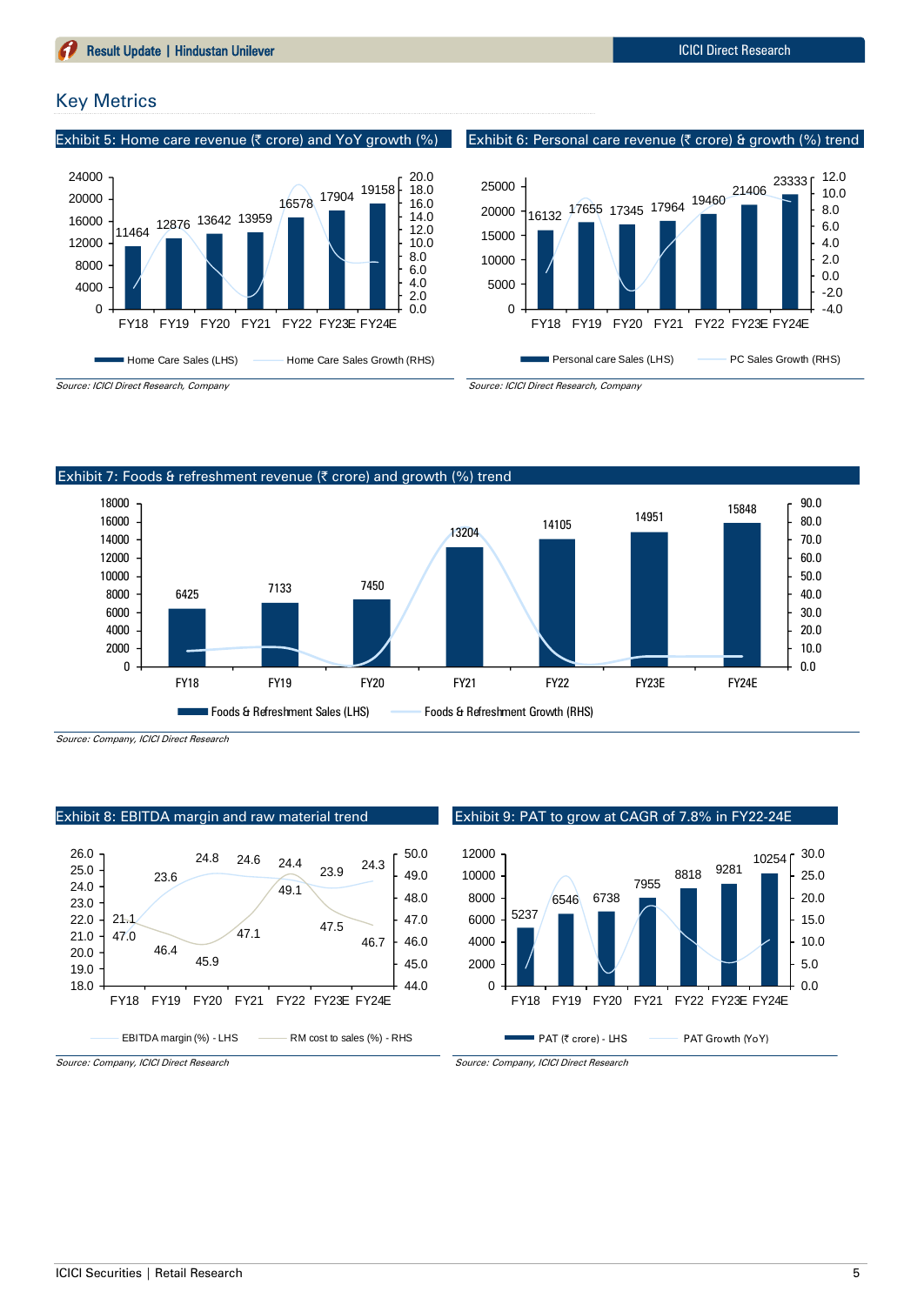## Key Metrics

**Exhibit 5: Home care revenue (₹ crore) and YoY growth (%)**

| | FY18 | FY19 | FY20 | FY21 | FY22 | FY23E | FY24E |
|---|---|---|---|---|---|---|---|
| Home Care Sales (LHS) | 11464 | 12876 | 13642 | 13959 | 16578 | 17904 | 19158 |

Home Care Sales (LHS) — Home Care Sales Growth (RHS)

*Source: ICICI Direct Research, Company*

**Exhibit 6: Personal care revenue (₹ crore) & growth (%) trend**

| | FY18 | FY19 | FY20 | FY21 | FY22 | FY23E | FY24E |
|---|---|---|---|---|---|---|---|
| Personal care Sales (LHS) | 16132 | 17655 | 17345 | 17964 | 19460 | 21406 | 23333 |

Personal care Sales (LHS) — PC Sales Growth (RHS)

*Source: ICICI Direct Research, Company*

**Exhibit 7: Foods & refreshment revenue (₹ crore) and growth (%) trend**

| | FY18 | FY19 | FY20 | FY21 | FY22 | FY23E | FY24E |
|---|---|---|---|---|---|---|---|
| Foods & Refreshment Sales (LHS) | 6425 | 7133 | 7450 | 13204 | 14105 | 14951 | 15848 |

Foods & Refreshment Sales (LHS) — Foods & Refreshment Growth (RHS)

*Source: Company, ICICI Direct Research*

**Exhibit 8: EBITDA margin and raw material trend**

| | FY18 | FY19 | FY20 | FY21 | FY22 | FY23E | FY24E |
|---|---|---|---|---|---|---|---|
| EBITDA margin (%) - LHS | 21.1 | 23.6 | 24.8 | 24.6 | 24.4 | 23.9 | 24.3 |
| RM cost to sales (%) - RHS | 47.0 | 46.4 | 45.9 | 47.1 | 49.1 | 47.5 | 46.7 |

*Source: Company, ICICI Direct Research*

**Exhibit 9: PAT to grow at CAGR of 7.8% in FY22-24E**

| | FY18 | FY19 | FY20 | FY21 | FY22 | FY23E | FY24E |
|---|---|---|---|---|---|---|---|
| PAT (₹ crore) - LHS | 5237 | 6546 | 6738 | 7955 | 8818 | 9281 | 10254 |

PAT (₹ crore) - LHS — PAT Growth (YoY)

*Source: Company, ICICI Direct Research*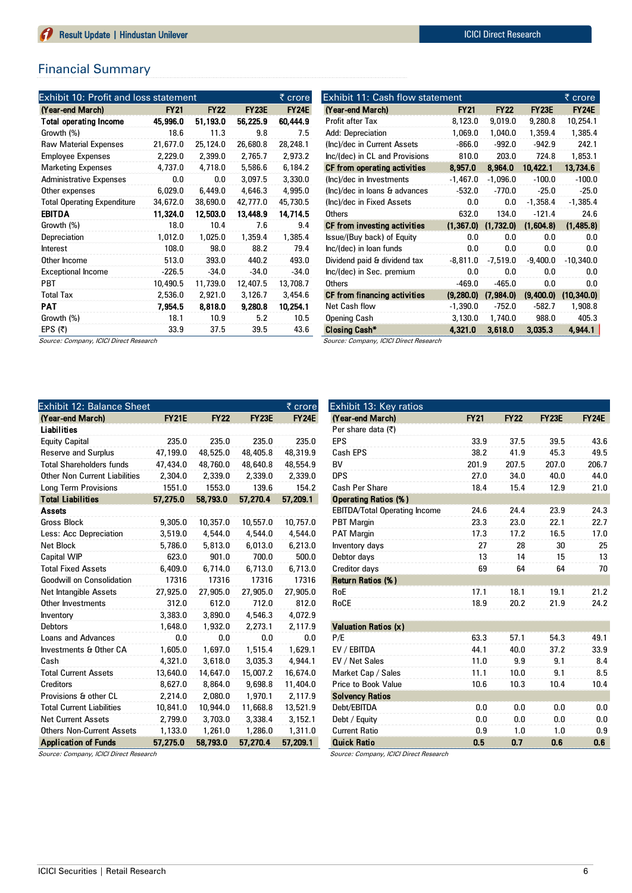## Financial Summary

**Exhibit 10: Profit and loss statement** (₹ crore)

| (Year-end March) | FY21 | FY22 | FY23E | FY24E |
|---|---|---|---|---|
| **Total operating Income** | **45,996.0** | **51,193.0** | **56,225.9** | **60,444.9** |
| Growth (%) | 18.6 | 11.3 | 9.8 | 7.5 |
| Raw Material Expenses | 21,677.0 | 25,124.0 | 26,680.8 | 28,248.1 |
| Employee Expenses | 2,229.0 | 2,399.0 | 2,765.7 | 2,973.2 |
| Marketing Expenses | 4,737.0 | 4,718.0 | 5,586.6 | 6,184.2 |
| Administrative Expenses | 0.0 | 0.0 | 3,097.5 | 3,330.0 |
| Other expenses | 6,029.0 | 6,449.0 | 4,646.3 | 4,995.0 |
| Total Operating Expenditure | 34,672.0 | 38,690.0 | 42,777.0 | 45,730.5 |
| **EBITDA** | **11,324.0** | **12,503.0** | **13,448.9** | **14,714.5** |
| Growth (%) | 18.0 | 10.4 | 7.6 | 9.4 |
| Depreciation | 1,012.0 | 1,025.0 | 1,359.4 | 1,385.4 |
| Interest | 108.0 | 98.0 | 88.2 | 79.4 |
| Other Income | 513.0 | 393.0 | 440.2 | 493.0 |
| Exceptional Income | -226.5 | -34.0 | -34.0 | -34.0 |
| PBT | 10,490.5 | 11,739.0 | 12,407.5 | 13,708.7 |
| Total Tax | 2,536.0 | 2,921.0 | 3,126.7 | 3,454.6 |
| **PAT** | **7,954.5** | **8,818.0** | **9,280.8** | **10,254.1** |
| Growth (%) | 18.1 | 10.9 | 5.2 | 10.5 |
| EPS (₹) | 33.9 | 37.5 | 39.5 | 43.6 |

*Source: Company, ICICI Direct Research*

**Exhibit 11: Cash flow statement** (₹ crore)

| (Year-end March) | FY21 | FY22 | FY23E | FY24E |
|---|---|---|---|---|
| Profit after Tax | 8,123.0 | 9,019.0 | 9,280.8 | 10,254.1 |
| Add: Depreciation | 1,069.0 | 1,040.0 | 1,359.4 | 1,385.4 |
| (Inc)/dec in Current Assets | -866.0 | -992.0 | -942.9 | 242.1 |
| Inc/(dec) in CL and Provisions | 810.0 | 203.0 | 724.8 | 1,853.1 |
| **CF from operating activities** | **8,957.0** | **8,964.0** | **10,422.1** | **13,734.6** |
| (Inc)/dec in Investments | -1,467.0 | -1,096.0 | -100.0 | -100.0 |
| (Inc)/dec in loans & advances | -532.0 | -770.0 | -25.0 | -25.0 |
| (Inc)/dec in Fixed Assets | 0.0 | 0.0 | -1,358.4 | -1,385.4 |
| Others | 632.0 | 134.0 | -121.4 | 24.6 |
| **CF from investing activities** | **(1,367.0)** | **(1,732.0)** | **(1,604.8)** | **(1,485.8)** |
| Issue/(Buy back) of Equity | 0.0 | 0.0 | 0.0 | 0.0 |
| Inc/(dec) in loan funds | 0.0 | 0.0 | 0.0 | 0.0 |
| Dividend paid & dividend tax | -8,811.0 | -7,519.0 | -9,400.0 | -10,340.0 |
| Inc/(dec) in Sec. premium | 0.0 | 0.0 | 0.0 | 0.0 |
| Others | -469.0 | -465.0 | 0.0 | 0.0 |
| **CF from financing activities** | **(9,280.0)** | **(7,984.0)** | **(9,400.0)** | **(10,340.0)** |
| Net Cash flow | -1,390.0 | -752.0 | -582.7 | 1,908.8 |
| Opening Cash | 3,130.0 | 1,740.0 | 988.0 | 405.3 |
| **Closing Cash*** | **4,321.0** | **3,618.0** | **3,035.3** | **4,944.1** |

*Source: Company, ICICI Direct Research*

**Exhibit 12: Balance Sheet** (₹ crore)

| (Year-end March) | FY21E | FY22 | FY23E | FY24E |
|---|---|---|---|---|
| **Liabilities** | | | | |
| Equity Capital | 235.0 | 235.0 | 235.0 | 235.0 |
| Reserve and Surplus | 47,199.0 | 48,525.0 | 48,405.8 | 48,319.9 |
| Total Shareholders funds | 47,434.0 | 48,760.0 | 48,640.8 | 48,554.9 |
| Other Non Current Liabilities | 2,304.0 | 2,339.0 | 2,339.0 | 2,339.0 |
| Long Term Provisions | 1551.0 | 1553.0 | 139.6 | 154.2 |
| **Total Liabilities** | **57,275.0** | **58,793.0** | **57,270.4** | **57,209.1** |
| **Assets** | | | | |
| Gross Block | 9,305.0 | 10,357.0 | 10,557.0 | 10,757.0 |
| Less: Acc Depreciation | 3,519.0 | 4,544.0 | 4,544.0 | 4,544.0 |
| Net Block | 5,786.0 | 5,813.0 | 6,013.0 | 6,213.0 |
| Capital WIP | 623.0 | 901.0 | 700.0 | 500.0 |
| Total Fixed Assets | 6,409.0 | 6,714.0 | 6,713.0 | 6,713.0 |
| Goodwill on Consolidation | 17316 | 17316 | 17316 | 17316 |
| Net Intangible Assets | 27,925.0 | 27,905.0 | 27,905.0 | 27,905.0 |
| Other Investments | 312.0 | 612.0 | 712.0 | 812.0 |
| Inventory | 3,383.0 | 3,890.0 | 4,546.3 | 4,072.9 |
| Debtors | 1,648.0 | 1,932.0 | 2,273.1 | 2,117.9 |
| Loans and Advances | 0.0 | 0.0 | 0.0 | 0.0 |
| Investments & Other CA | 1,605.0 | 1,697.0 | 1,515.4 | 1,629.1 |
| Cash | 4,321.0 | 3,618.0 | 3,035.3 | 4,944.1 |
| Total Current Assets | 13,640.0 | 14,647.0 | 15,007.2 | 16,674.0 |
| Creditors | 8,627.0 | 8,864.0 | 9,698.8 | 11,404.0 |
| Provisions & other CL | 2,214.0 | 2,080.0 | 1,970.1 | 2,117.9 |
| Total Current Liabilities | 10,841.0 | 10,944.0 | 11,668.8 | 13,521.9 |
| Net Current Assets | 2,799.0 | 3,703.0 | 3,338.4 | 3,152.1 |
| Others Non-Current Assets | 1,133.0 | 1,261.0 | 1,286.0 | 1,311.0 |
| **Application of Funds** | **57,275.0** | **58,793.0** | **57,270.4** | **57,209.1** |

*Source: Company, ICICI Direct Research*

**Exhibit 13: Key ratios**

| (Year-end March) | FY21 | FY22 | FY23E | FY24E |
|---|---|---|---|---|
| Per share data (₹) | | | | |
| EPS | 33.9 | 37.5 | 39.5 | 43.6 |
| Cash EPS | 38.2 | 41.9 | 45.3 | 49.5 |
| BV | 201.9 | 207.5 | 207.0 | 206.7 |
| DPS | 27.0 | 34.0 | 40.0 | 44.0 |
| Cash Per Share | 18.4 | 15.4 | 12.9 | 21.0 |
| **Operating Ratios (%)** | | | | |
| EBITDA/Total Operating Income | 24.6 | 24.4 | 23.9 | 24.3 |
| PBT Margin | 23.3 | 23.0 | 22.1 | 22.7 |
| PAT Margin | 17.3 | 17.2 | 16.5 | 17.0 |
| Inventory days | 27 | 28 | 30 | 25 |
| Debtor days | 13 | 14 | 15 | 13 |
| Creditor days | 69 | 64 | 64 | 70 |
| **Return Ratios (%)** | | | | |
| RoE | 17.1 | 18.1 | 19.1 | 21.2 |
| RoCE | 18.9 | 20.2 | 21.9 | 24.2 |
| **Valuation Ratios (x)** | | | | |
| P/E | 63.3 | 57.1 | 54.3 | 49.1 |
| EV / EBITDA | 44.1 | 40.0 | 37.2 | 33.9 |
| EV / Net Sales | 11.0 | 9.9 | 9.1 | 8.4 |
| Market Cap / Sales | 11.1 | 10.0 | 9.1 | 8.5 |
| Price to Book Value | 10.6 | 10.3 | 10.4 | 10.4 |
| **Solvency Ratios** | | | | |
| Debt/EBITDA | 0.0 | 0.0 | 0.0 | 0.0 |
| Debt / Equity | 0.0 | 0.0 | 0.0 | 0.0 |
| Current Ratio | 0.9 | 1.0 | 1.0 | 0.9 |
| **Quick Ratio** | **0.5** | **0.7** | **0.6** | **0.6** |

*Source: Company, ICICI Direct Research*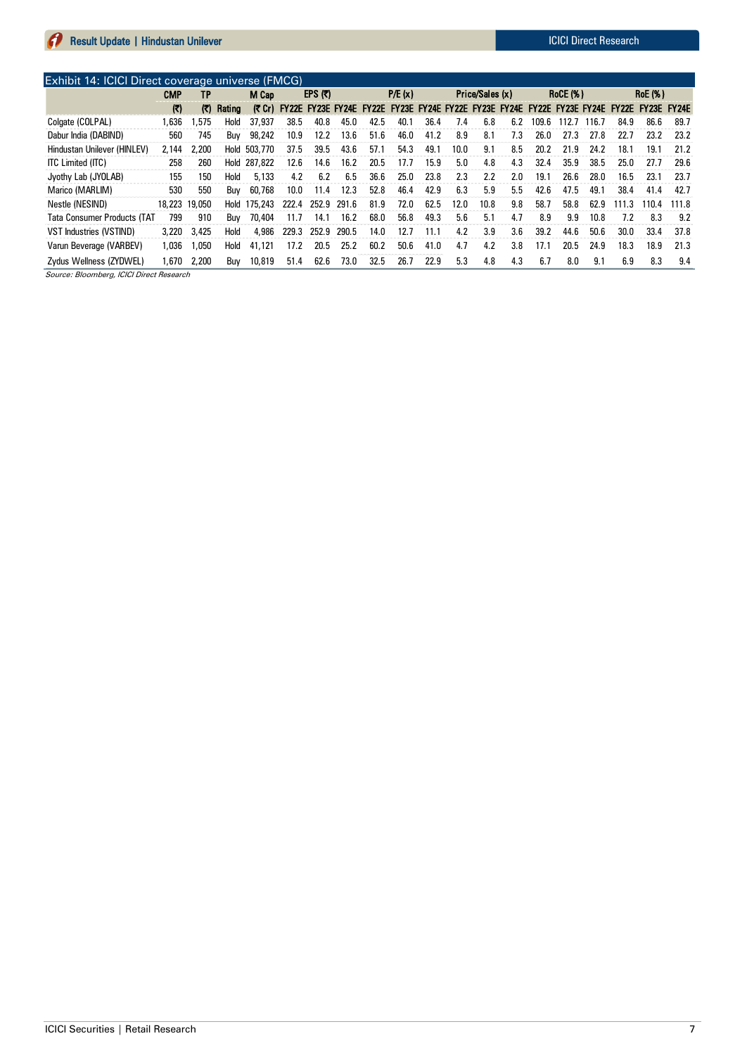Exhibit 14: ICICI Direct coverage universe (FMCG)

| | CMP | TP | | M Cap | EPS (₹) | | | P/E (x) | | | Price/Sales (x) | | | RoCE (%) | | | RoE (%) | | |
|---|---|---|---|---|---|---|---|---|---|---|---|---|---|---|---|---|---|---|---|
| | (₹) | (₹) | Rating | (₹ Cr) | FY22E | FY23E | FY24E | FY22E | FY23E | FY24E | FY22E | FY23E | FY24E | FY22E | FY23E | FY24E | FY22E | FY23E | FY24E |
| Colgate (COLPAL) | 1,636 | 1,575 | Hold | 37,937 | 38.5 | 40.8 | 45.0 | 42.5 | 40.1 | 36.4 | 7.4 | 6.8 | 6.2 | 109.6 | 112.7 | 116.7 | 84.9 | 86.6 | 89.7 |
| Dabur India (DABIND) | 560 | 745 | Buy | 98,242 | 10.9 | 12.2 | 13.6 | 51.6 | 46.0 | 41.2 | 8.9 | 8.1 | 7.3 | 26.0 | 27.3 | 27.8 | 22.7 | 23.2 | 23.2 |
| Hindustan Unilever (HINLEV) | 2,144 | 2,200 | Hold | 503,770 | 37.5 | 39.5 | 43.6 | 57.1 | 54.3 | 49.1 | 10.0 | 9.1 | 8.5 | 20.2 | 21.9 | 24.2 | 18.1 | 19.1 | 21.2 |
| ITC Limited (ITC) | 258 | 260 | Hold | 287,822 | 12.6 | 14.6 | 16.2 | 20.5 | 17.7 | 15.9 | 5.0 | 4.8 | 4.3 | 32.4 | 35.9 | 38.5 | 25.0 | 27.7 | 29.6 |
| Jyothy Lab (JYOLAB) | 155 | 150 | Hold | 5,133 | 4.2 | 6.2 | 6.5 | 36.6 | 25.0 | 23.8 | 2.3 | 2.2 | 2.0 | 19.1 | 26.6 | 28.0 | 16.5 | 23.1 | 23.7 |
| Marico (MARLIM) | 530 | 550 | Buy | 60,768 | 10.0 | 11.4 | 12.3 | 52.8 | 46.4 | 42.9 | 6.3 | 5.9 | 5.5 | 42.6 | 47.5 | 49.1 | 38.4 | 41.4 | 42.7 |
| Nestle (NESIND) | 18,223 | 19,050 | Hold | 175,243 | 222.4 | 252.9 | 291.6 | 81.9 | 72.0 | 62.5 | 12.0 | 10.8 | 9.8 | 58.7 | 58.8 | 62.9 | 111.3 | 110.4 | 111.8 |
| Tata Consumer Products (TAT | 799 | 910 | Buy | 70,404 | 11.7 | 14.1 | 16.2 | 68.0 | 56.8 | 49.3 | 5.6 | 5.1 | 4.7 | 8.9 | 9.9 | 10.8 | 7.2 | 8.3 | 9.2 |
| VST Industries (VSTIND) | 3,220 | 3,425 | Hold | 4,986 | 229.3 | 252.9 | 290.5 | 14.0 | 12.7 | 11.1 | 4.2 | 3.9 | 3.6 | 39.2 | 44.6 | 50.6 | 30.0 | 33.4 | 37.8 |
| Varun Beverage (VARBEV) | 1,036 | 1,050 | Hold | 41,121 | 17.2 | 20.5 | 25.2 | 60.2 | 50.6 | 41.0 | 4.7 | 4.2 | 3.8 | 17.1 | 20.5 | 24.9 | 18.3 | 18.9 | 21.3 |
| Zydus Wellness (ZYDWEL) | 1,670 | 2,200 | Buy | 10,819 | 51.4 | 62.6 | 73.0 | 32.5 | 26.7 | 22.9 | 5.3 | 4.8 | 4.3 | 6.7 | 8.0 | 9.1 | 6.9 | 8.3 | 9.4 |

*Source: Bloomberg, ICICI Direct Research*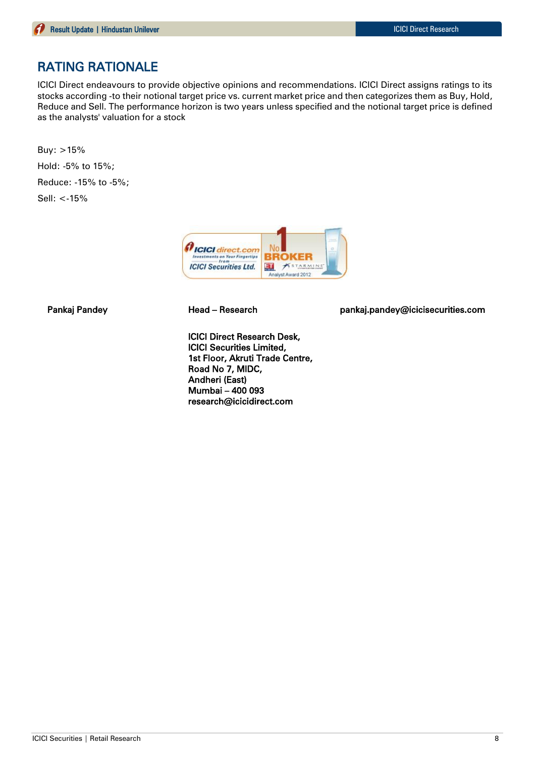# RATING RATIONALE

ICICI Direct endeavours to provide objective opinions and recommendations. ICICI Direct assigns ratings to its stocks according -to their notional target price vs. current market price and then categorizes them as Buy, Hold, Reduce and Sell. The performance horizon is two years unless specified and the notional target price is defined as the analysts' valuation for a stock

Buy: >15%

Hold: -5% to 15%;

Reduce: -15% to -5%;

Sell: <-15%

**Pankaj Pandey** | **Head – Research** | **pankaj.pandey@icicisecurities.com**

**ICICI Direct Research Desk,**
**ICICI Securities Limited,**
**1st Floor, Akruti Trade Centre,**
**Road No 7, MIDC,**
**Andheri (East)**
**Mumbai – 400 093**
**research@icicidirect.com**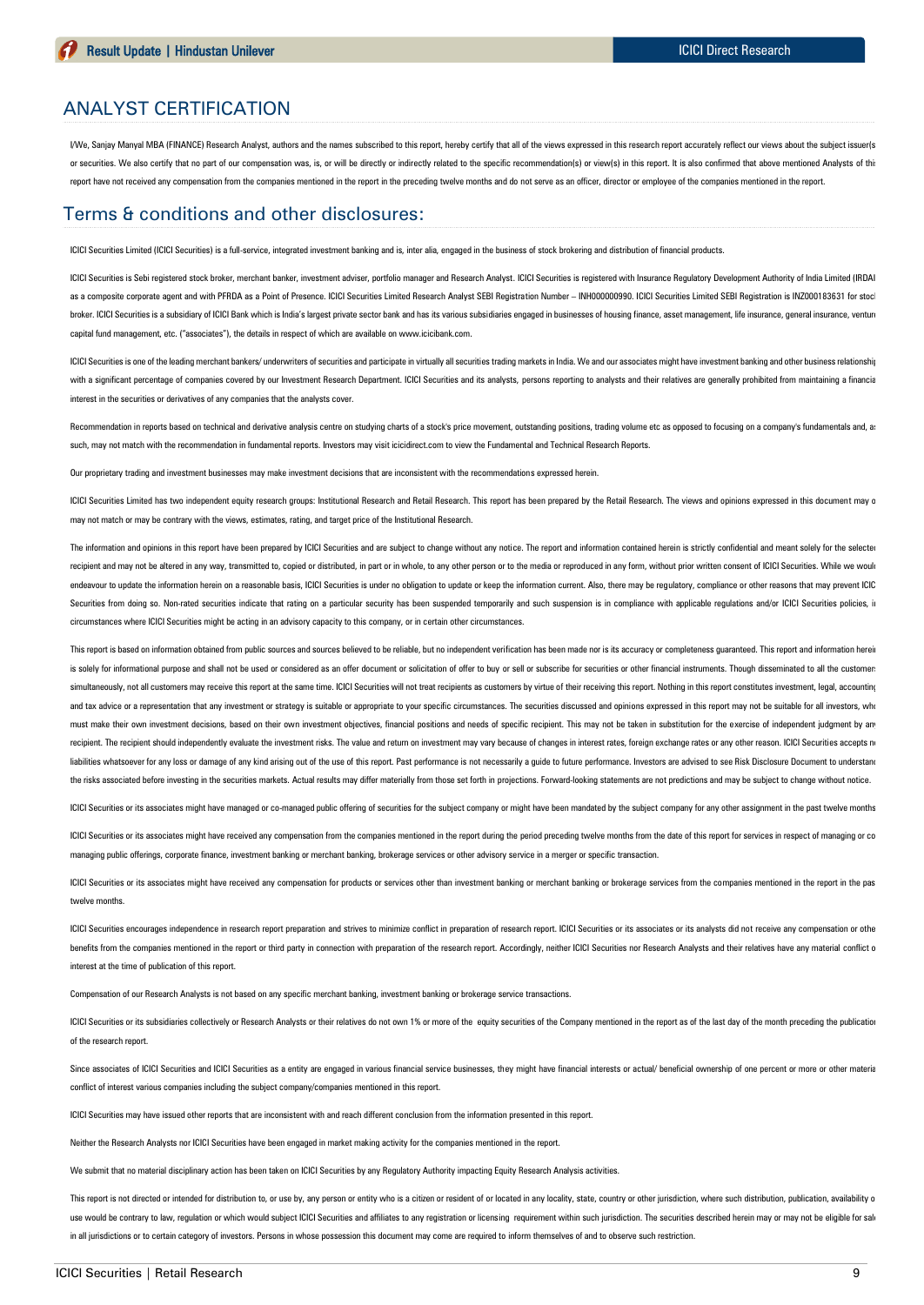## ANALYST CERTIFICATION

I/We, Sanjay Manyal MBA (FINANCE) Research Analyst, authors and the names subscribed to this report, hereby certify that all of the views expressed in this research report accurately reflect our views about the subject issuer(s or securities. We also certify that no part of our compensation was, is, or will be directly or indirectly related to the specific recommendation(s) or view(s) in this report. It is also confirmed that above mentioned Analysts of thi report have not received any compensation from the companies mentioned in the report in the preceding twelve months and do not serve as an officer, director or employee of the companies mentioned in the report.

## Terms & conditions and other disclosures:

ICICI Securities Limited (ICICI Securities) is a full-service, integrated investment banking and is, inter alia, engaged in the business of stock brokering and distribution of financial products.

ICICI Securities is Sebi registered stock broker, merchant banker, investment adviser, portfolio manager and Research Analyst. ICICI Securities is registered with Insurance Regulatory Development Authority of India Limited (IRDAI as a composite corporate agent and with PFRDA as a Point of Presence. ICICI Securities Limited Research Analyst SEBI Registration Number – INH000000990. ICICI Securities Limited SEBI Registration is INZ000183631 for stocl broker. ICICI Securities is a subsidiary of ICICI Bank which is India's largest private sector bank and has its various subsidiaries engaged in businesses of housing finance, asset management, life insurance, general insurance, ventur capital fund management, etc. ("associates"), the details in respect of which are available on www.icicibank.com.

ICICI Securities is one of the leading merchant bankers/ underwriters of securities and participate in virtually all securities trading markets in India. We and our associates might have investment banking and other business relationshi with a significant percentage of companies covered by our Investment Research Department. ICICI Securities and its analysts, persons reporting to analysts and their relatives are generally prohibited from maintaining a financia interest in the securities or derivatives of any companies that the analysts cover.

Recommendation in reports based on technical and derivative analysis centre on studying charts of a stock's price movement, outstanding positions, trading volume etc as opposed to focusing on a company's fundamentals and, a such, may not match with the recommendation in fundamental reports. Investors may visit icicidirect.com to view the Fundamental and Technical Research Reports.

Our proprietary trading and investment businesses may make investment decisions that are inconsistent with the recommendations expressed herein.

ICICI Securities Limited has two independent equity research groups: Institutional Research and Retail Research. This report has been prepared by the Retail Research. The views and opinions expressed in this document may o may not match or may be contrary with the views, estimates, rating, and target price of the Institutional Research.

The information and opinions in this report have been prepared by ICICI Securities and are subject to change without any notice. The report and information contained herein is strictly confidential and meant solely for the selecte recipient and may not be altered in any way, transmitted to, copied or distributed, in part or in whole, to any other person or to the media or reproduced in any form, without prior written consent of ICICI Securities. While we woul endeavour to update the information herein on a reasonable basis, ICICI Securities is under no obligation to update or keep the information current. Also, there may be regulatory, compliance or other reasons that may prevent ICIC Securities from doing so. Non-rated securities indicate that rating on a particular security has been suspended temporarily and such suspension is in compliance with applicable regulations and/or ICICI Securities policies, i circumstances where ICICI Securities might be acting in an advisory capacity to this company, or in certain other circumstances.

This report is based on information obtained from public sources and sources believed to be reliable, but no independent verification has been made nor is its accuracy or completeness guaranteed. This report and information herei is solely for informational purpose and shall not be used or considered as an offer document or solicitation of offer to buy or sell or subscribe for securities or other financial instruments. Though disseminated to all the customer simultaneously, not all customers may receive this report at the same time. ICICI Securities will not treat recipients as customers by virtue of their receiving this report. Nothing in this report constitutes investment, legal, accountin and tax advice or a representation that any investment or strategy is suitable or appropriate to your specific circumstances. The securities discussed and opinions expressed in this report may not be suitable for all investors, wh must make their own investment decisions, based on their own investment objectives, financial positions and needs of specific recipient. This may not be taken in substitution for the exercise of independent judgment by an recipient. The recipient should independently evaluate the investment risks. The value and return on investment may vary because of changes in interest rates, foreign exchange rates or any other reason. ICICI Securities accepts n liabilities whatsoever for any loss or damage of any kind arising out of the use of this report. Past performance is not necessarily a guide to future performance. Investors are advised to see Risk Disclosure Document to understan the risks associated before investing in the securities markets. Actual results may differ materially from those set forth in projections. Forward-looking statements are not predictions and may be subject to change without notice.

ICICI Securities or its associates might have managed or co-managed public offering of securities for the subject company or might have been mandated by the subject company for any other assignment in the past twelve months

ICICI Securities or its associates might have received any compensation from the companies mentioned in the report during the period preceding twelve months from the date of this report for services in respect of managing or co managing public offerings, corporate finance, investment banking or merchant banking, brokerage services or other advisory service in a merger or specific transaction.

ICICI Securities or its associates might have received any compensation for products or services other than investment banking or merchant banking or brokerage services from the companies mentioned in the report in the pas twelve months.

ICICI Securities encourages independence in research report preparation and strives to minimize conflict in preparation of research report. ICICI Securities or its associates or its analysts did not receive any compensation or othe benefits from the companies mentioned in the report or third party in connection with preparation of the research report. Accordingly, neither ICICI Securities nor Research Analysts and their relatives have any material conflict o interest at the time of publication of this report.

Compensation of our Research Analysts is not based on any specific merchant banking, investment banking or brokerage service transactions.

ICICI Securities or its subsidiaries collectively or Research Analysts or their relatives do not own 1% or more of the equity securities of the Company mentioned in the report as of the last day of the month preceding the publicatio of the research report.

Since associates of ICICI Securities and ICICI Securities as a entity are engaged in various financial service businesses, they might have financial interests or actual/ beneficial ownership of one percent or more or other materia conflict of interest various companies including the subject company/companies mentioned in this report.

ICICI Securities may have issued other reports that are inconsistent with and reach different conclusion from the information presented in this report.

Neither the Research Analysts nor ICICI Securities have been engaged in market making activity for the companies mentioned in the report.

We submit that no material disciplinary action has been taken on ICICI Securities by any Regulatory Authority impacting Equity Research Analysis activities.

This report is not directed or intended for distribution to, or use by, any person or entity who is a citizen or resident of or located in any locality, state, country or other jurisdiction, where such distribution, publication, availability o use would be contrary to law, regulation or which would subject ICICI Securities and affiliates to any registration or licensing requirement within such jurisdiction. The securities described herein may or may not be eligible for sal in all jurisdictions or to certain category of investors. Persons in whose possession this document may come are required to inform themselves of and to observe such restriction.